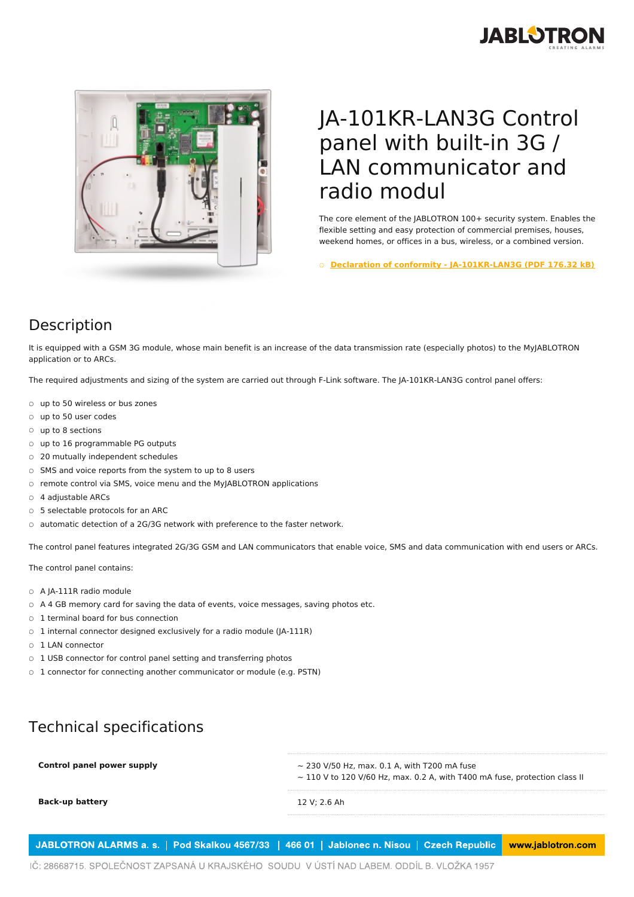# JA-101KR-LAN3G Control panel with built-in 3G / LAN communicator and radio modul

The core element of the JABLOTRON 100+ security system. Enables the flexible setting and easy protection of commercial premises, houses, weekend homes, or offices in a bus, wireless, or a combined version.

- Declaration of conformity - JA-101KR-LAN3G (PDF 176.32 kB)

## Description

It is equipped with a GSM 3G module, whose main benefit is an increase of the data transmission rate (especially photos) to the MyJABLOTRON application or to ARCs.

The required adjustments and sizing of the system are carried out through F-Link software. The JA-101KR-LAN3G control panel offers:

- up to 50 wireless or bus zones
- up to 50 user codes
- up to 8 sections
- up to 16 programmable PG outputs
- 20 mutually independent schedules
- SMS and voice reports from the system to up to 8 users
- remote control via SMS, voice menu and the MyJABLOTRON applications
- 4 adjustable ARCs
- 5 selectable protocols for an ARC
- automatic detection of a 2G/3G network with preference to the faster network.

The control panel features integrated 2G/3G GSM and LAN communicators that enable voice, SMS and data communication with end users or ARCs.

The control panel contains:

- A JA-111R radio module
- A 4 GB memory card for saving the data of events, voice messages, saving photos etc.
- 1 terminal board for bus connection
- 1 internal connector designed exclusively for a radio module (JA-111R)
- 1 LAN connector
- 1 USB connector for control panel setting and transferring photos
- 1 connector for connecting another communicator or module (e.g. PSTN)

## Technical specifications

| | |
|---|---|
| **Control panel power supply** | ~ 230 V/50 Hz, max. 0.1 A, with T200 mA fuse<br>~ 110 V to 120 V/60 Hz, max. 0.2 A, with T400 mA fuse, protection class II |
| **Back-up battery** | 12 V; 2.6 Ah |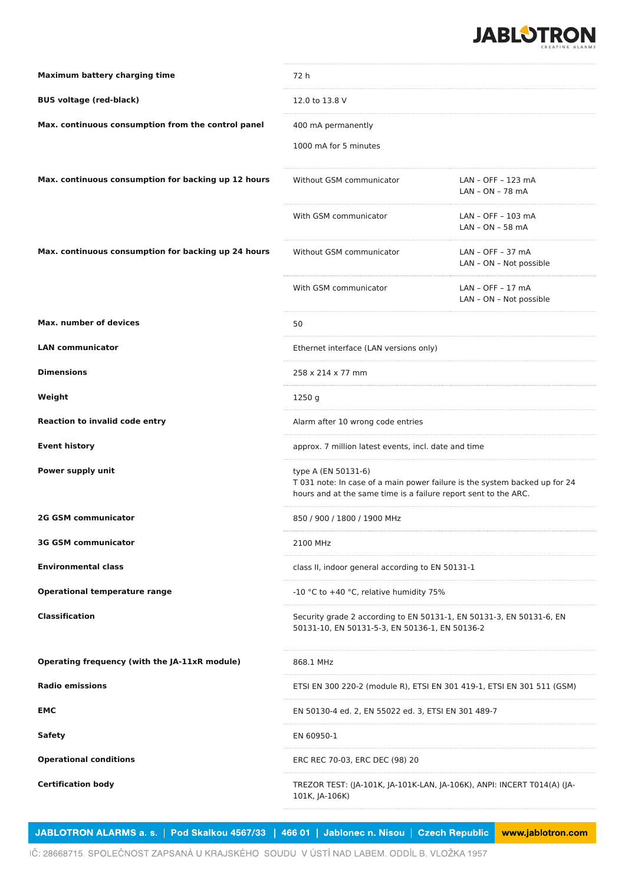| | | |
|---|---|---|
| **Maximum battery charging time** | 72 h | |
| **BUS voltage (red-black)** | 12.0 to 13.8 V | |
| **Max. continuous consumption from the control panel** | 400 mA permanently<br>1000 mA for 5 minutes | |
| **Max. continuous consumption for backing up 12 hours** | Without GSM communicator | LAN – OFF – 123 mA<br>LAN – ON – 78 mA |
| | With GSM communicator | LAN – OFF – 103 mA<br>LAN – ON – 58 mA |
| **Max. continuous consumption for backing up 24 hours** | Without GSM communicator | LAN – OFF – 37 mA<br>LAN – ON – Not possible |
| | With GSM communicator | LAN – OFF – 17 mA<br>LAN – ON – Not possible |
| **Max. number of devices** | 50 | |
| **LAN communicator** | Ethernet interface (LAN versions only) | |
| **Dimensions** | 258 x 214 x 77 mm | |
| **Weight** | 1250 g | |
| **Reaction to invalid code entry** | Alarm after 10 wrong code entries | |
| **Event history** | approx. 7 million latest events, incl. date and time | |
| **Power supply unit** | type A (EN 50131-6)<br>T 031 note: In case of a main power failure is the system backed up for 24 hours and at the same time is a failure report sent to the ARC. | |
| **2G GSM communicator** | 850 / 900 / 1800 / 1900 MHz | |
| **3G GSM communicator** | 2100 MHz | |
| **Environmental class** | class II, indoor general according to EN 50131-1 | |
| **Operational temperature range** | -10 °C to +40 °C, relative humidity 75% | |
| **Classification** | Security grade 2 according to EN 50131-1, EN 50131-3, EN 50131-6, EN 50131-10, EN 50131-5-3, EN 50136-1, EN 50136-2 | |
| **Operating frequency (with the JA-11xR module)** | 868.1 MHz | |
| **Radio emissions** | ETSI EN 300 220-2 (module R), ETSI EN 301 419-1, ETSI EN 301 511 (GSM) | |
| **EMC** | EN 50130-4 ed. 2, EN 55022 ed. 3, ETSI EN 301 489-7 | |
| **Safety** | EN 60950-1 | |
| **Operational conditions** | ERC REC 70-03, ERC DEC (98) 20 | |
| **Certification body** | TREZOR TEST: (JA-101K, JA-101K-LAN, JA-106K), ANPI: INCERT T014(A) (JA-101K, JA-106K) | |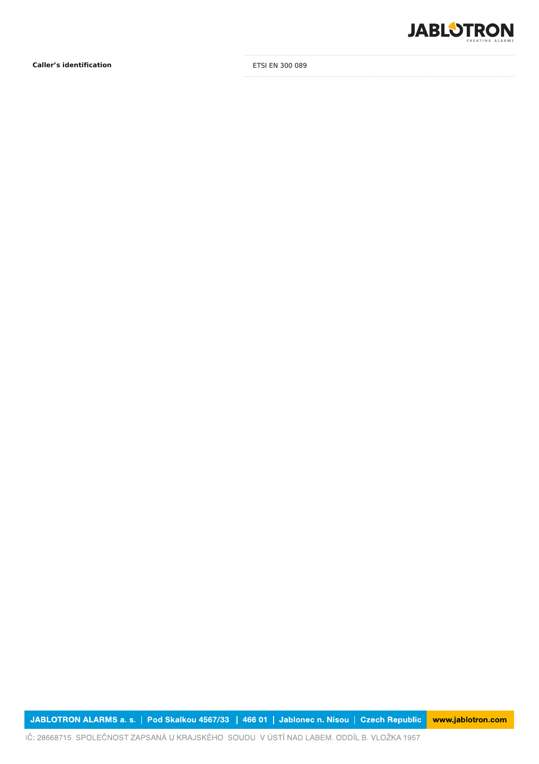| | |
|---|---|
| **Caller's identification** | ETSI EN 300 089 |